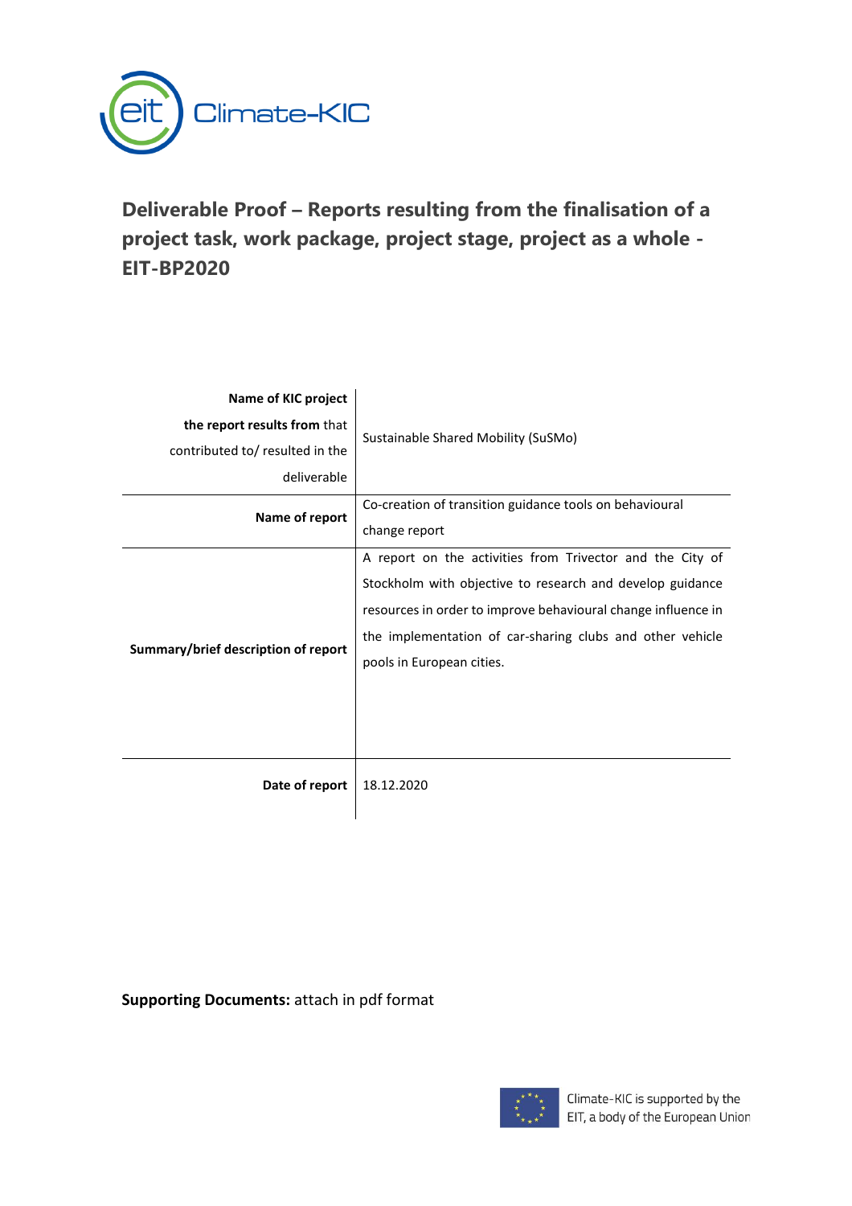# Deliverable Proof – Reports resulting from the finalisation of a project task, work package, project stage, project as a whole - EIT-BP2020

| | |
|---|---|
| **Name of KIC project the report results from** that contributed to/ resulted in the deliverable | Sustainable Shared Mobility (SuSMo) |
| **Name of report** | Co-creation of transition guidance tools on behavioural change report |
| **Summary/brief description of report** | A report on the activities from Trivector and the City of Stockholm with objective to research and develop guidance resources in order to improve behavioural change influence in the implementation of car-sharing clubs and other vehicle pools in European cities. |
| **Date of report** | 18.12.2020 |

**Supporting Documents:** attach in pdf format

Climate-KIC is supported by the EIT, a body of the European Union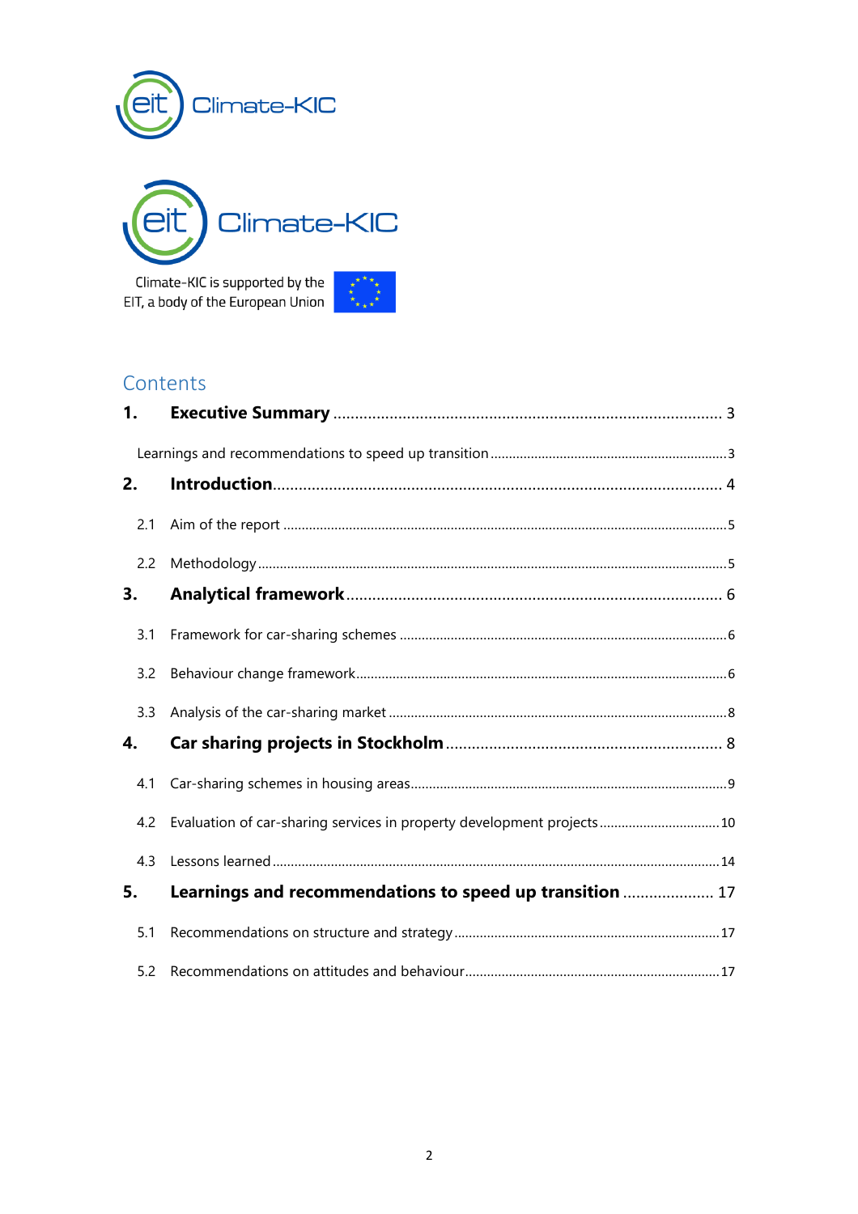Climate-KIC

Climate-KIC

Climate-KIC is supported by the EIT, a body of the European Union

## Contents

**1. Executive Summary** ..... 3

Learnings and recommendations to speed up transition ..... 3

**2. Introduction** ..... 4

2.1 Aim of the report ..... 5

2.2 Methodology ..... 5

**3. Analytical framework** ..... 6

3.1 Framework for car-sharing schemes ..... 6

3.2 Behaviour change framework ..... 6

3.3 Analysis of the car-sharing market ..... 8

**4. Car sharing projects in Stockholm** ..... 8

4.1 Car-sharing schemes in housing areas ..... 9

4.2 Evaluation of car-sharing services in property development projects ..... 10

4.3 Lessons learned ..... 14

**5. Learnings and recommendations to speed up transition** ..... 17

5.1 Recommendations on structure and strategy ..... 17

5.2 Recommendations on attitudes and behaviour ..... 17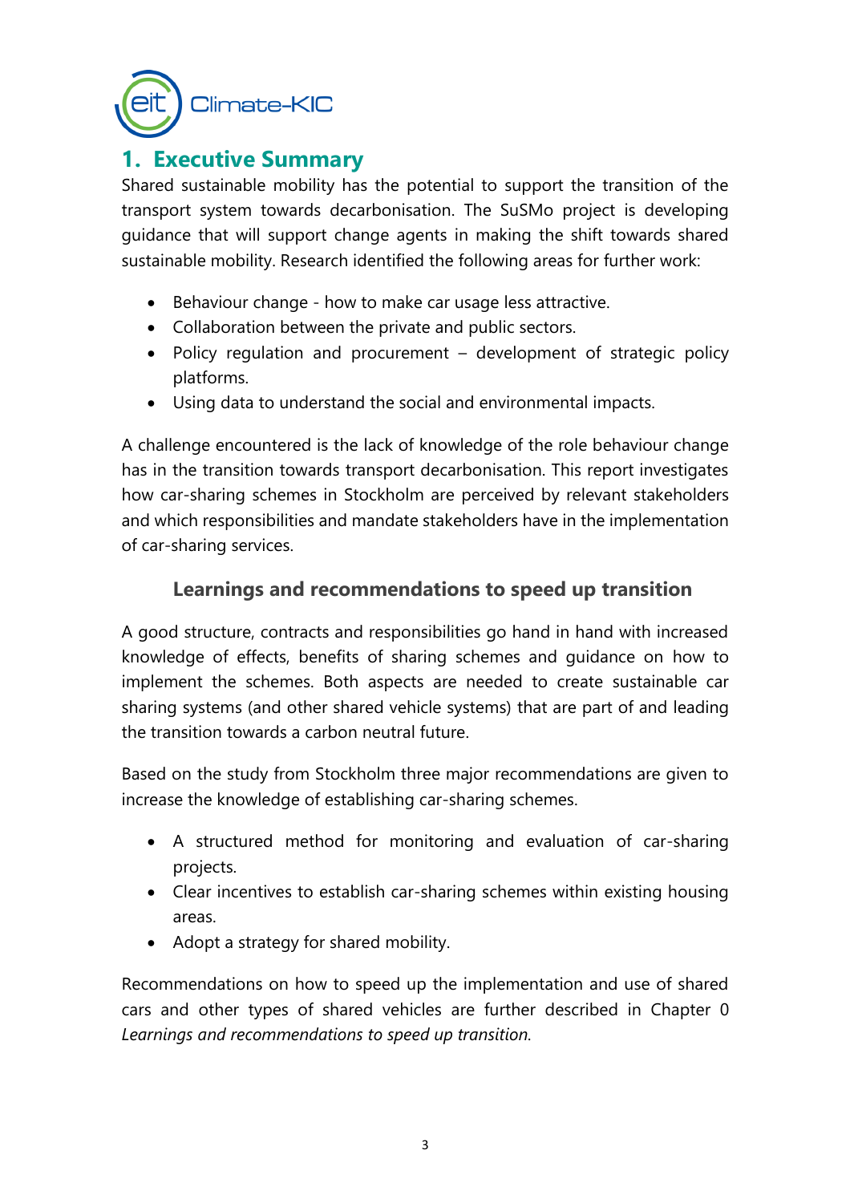# 1. Executive Summary

Shared sustainable mobility has the potential to support the transition of the transport system towards decarbonisation. The SuSMo project is developing guidance that will support change agents in making the shift towards shared sustainable mobility. Research identified the following areas for further work:

- Behaviour change - how to make car usage less attractive.
- Collaboration between the private and public sectors.
- Policy regulation and procurement – development of strategic policy platforms.
- Using data to understand the social and environmental impacts.

A challenge encountered is the lack of knowledge of the role behaviour change has in the transition towards transport decarbonisation. This report investigates how car-sharing schemes in Stockholm are perceived by relevant stakeholders and which responsibilities and mandate stakeholders have in the implementation of car-sharing services.

### Learnings and recommendations to speed up transition

A good structure, contracts and responsibilities go hand in hand with increased knowledge of effects, benefits of sharing schemes and guidance on how to implement the schemes. Both aspects are needed to create sustainable car sharing systems (and other shared vehicle systems) that are part of and leading the transition towards a carbon neutral future.

Based on the study from Stockholm three major recommendations are given to increase the knowledge of establishing car-sharing schemes.

- A structured method for monitoring and evaluation of car-sharing projects.
- Clear incentives to establish car-sharing schemes within existing housing areas.
- Adopt a strategy for shared mobility.

Recommendations on how to speed up the implementation and use of shared cars and other types of shared vehicles are further described in Chapter 0 *Learnings and recommendations to speed up transition.*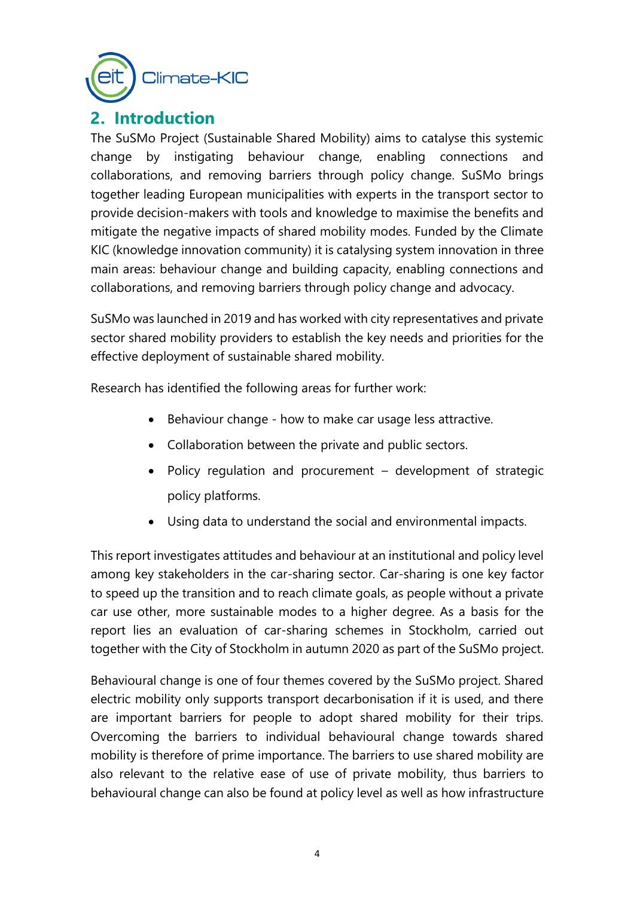## 2. Introduction

The SuSMo Project (Sustainable Shared Mobility) aims to catalyse this systemic change by instigating behaviour change, enabling connections and collaborations, and removing barriers through policy change. SuSMo brings together leading European municipalities with experts in the transport sector to provide decision-makers with tools and knowledge to maximise the benefits and mitigate the negative impacts of shared mobility modes. Funded by the Climate KIC (knowledge innovation community) it is catalysing system innovation in three main areas: behaviour change and building capacity, enabling connections and collaborations, and removing barriers through policy change and advocacy.

SuSMo was launched in 2019 and has worked with city representatives and private sector shared mobility providers to establish the key needs and priorities for the effective deployment of sustainable shared mobility.

Research has identified the following areas for further work:

- Behaviour change - how to make car usage less attractive.
- Collaboration between the private and public sectors.
- Policy regulation and procurement – development of strategic policy platforms.
- Using data to understand the social and environmental impacts.

This report investigates attitudes and behaviour at an institutional and policy level among key stakeholders in the car-sharing sector. Car-sharing is one key factor to speed up the transition and to reach climate goals, as people without a private car use other, more sustainable modes to a higher degree. As a basis for the report lies an evaluation of car-sharing schemes in Stockholm, carried out together with the City of Stockholm in autumn 2020 as part of the SuSMo project.

Behavioural change is one of four themes covered by the SuSMo project. Shared electric mobility only supports transport decarbonisation if it is used, and there are important barriers for people to adopt shared mobility for their trips. Overcoming the barriers to individual behavioural change towards shared mobility is therefore of prime importance. The barriers to use shared mobility are also relevant to the relative ease of use of private mobility, thus barriers to behavioural change can also be found at policy level as well as how infrastructure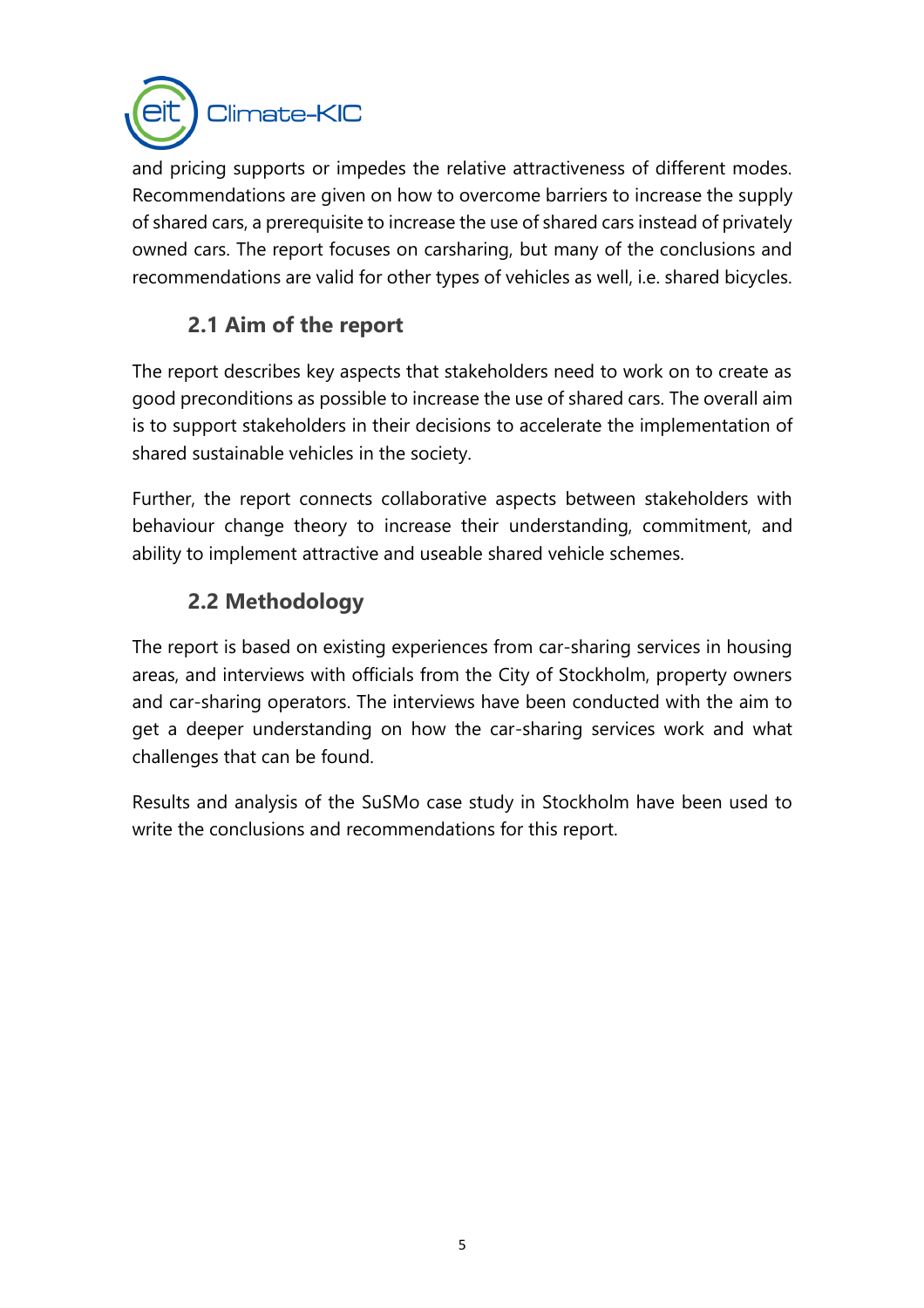and pricing supports or impedes the relative attractiveness of different modes. Recommendations are given on how to overcome barriers to increase the supply of shared cars, a prerequisite to increase the use of shared cars instead of privately owned cars. The report focuses on carsharing, but many of the conclusions and recommendations are valid for other types of vehicles as well, i.e. shared bicycles.

## 2.1 Aim of the report

The report describes key aspects that stakeholders need to work on to create as good preconditions as possible to increase the use of shared cars. The overall aim is to support stakeholders in their decisions to accelerate the implementation of shared sustainable vehicles in the society.

Further, the report connects collaborative aspects between stakeholders with behaviour change theory to increase their understanding, commitment, and ability to implement attractive and useable shared vehicle schemes.

## 2.2 Methodology

The report is based on existing experiences from car-sharing services in housing areas, and interviews with officials from the City of Stockholm, property owners and car-sharing operators. The interviews have been conducted with the aim to get a deeper understanding on how the car-sharing services work and what challenges that can be found.

Results and analysis of the SuSMo case study in Stockholm have been used to write the conclusions and recommendations for this report.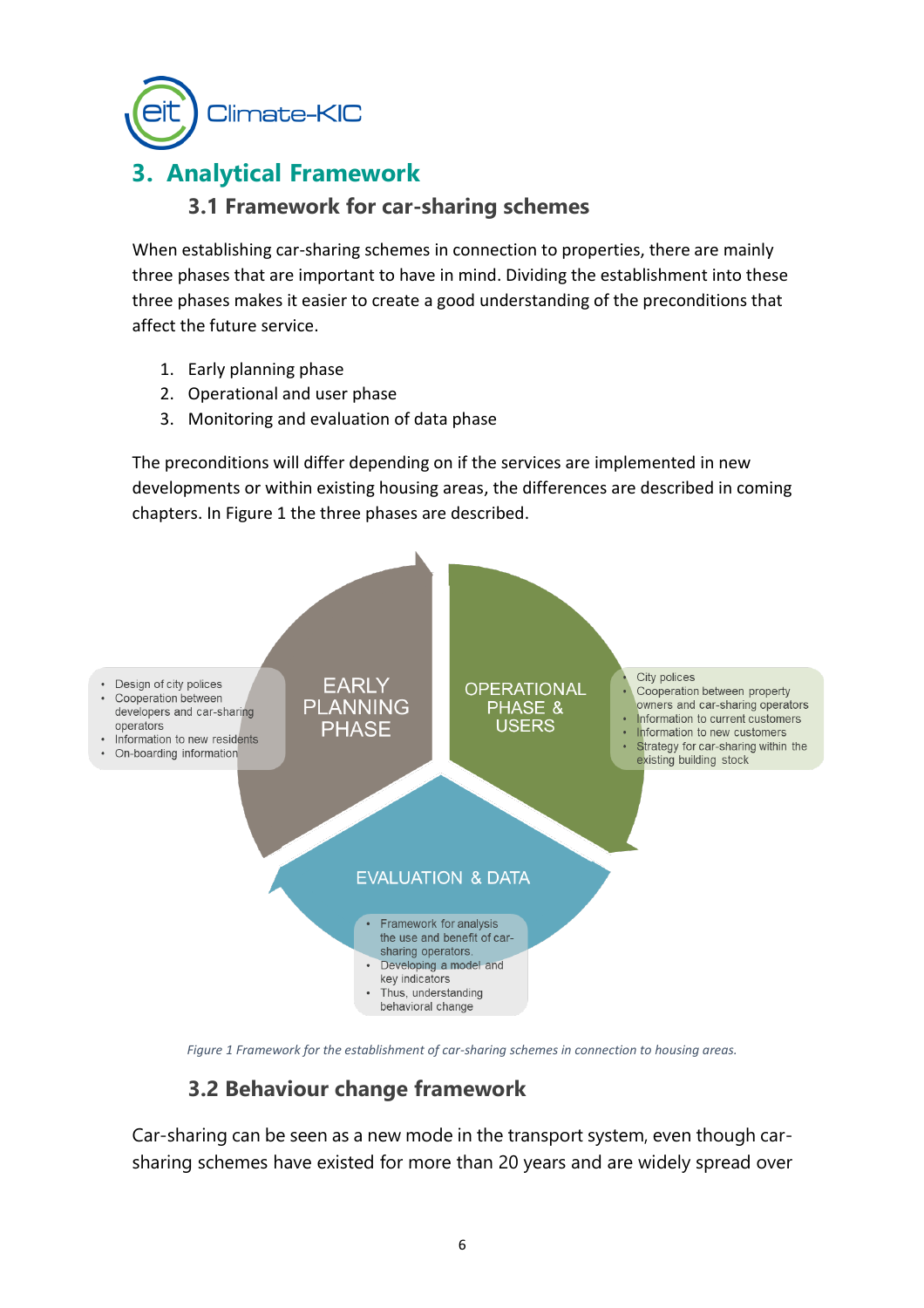# 3. Analytical Framework

## 3.1 Framework for car-sharing schemes

When establishing car-sharing schemes in connection to properties, there are mainly three phases that are important to have in mind. Dividing the establishment into these three phases makes it easier to create a good understanding of the preconditions that affect the future service.

1. Early planning phase
2. Operational and user phase
3. Monitoring and evaluation of data phase

The preconditions will differ depending on if the services are implemented in new developments or within existing housing areas, the differences are described in coming chapters. In Figure 1 the three phases are described.

EARLY PLANNING PHASE

- Design of city polices
- Cooperation between developers and car-sharing operators
- Information to new residents
- On-boarding information

OPERATIONAL PHASE & USERS

- City polices
- Cooperation between property owners and car-sharing operators
- Information to current customers
- Information to new customers
- Strategy for car-sharing within the existing building stock

EVALUATION & DATA

- Framework for analysis the use and benefit of car-sharing operators.
- Developing a model and key indicators
- Thus, understanding behavioral change

*Figure 1 Framework for the establishment of car-sharing schemes in connection to housing areas.*

## 3.2 Behaviour change framework

Car-sharing can be seen as a new mode in the transport system, even though car-sharing schemes have existed for more than 20 years and are widely spread over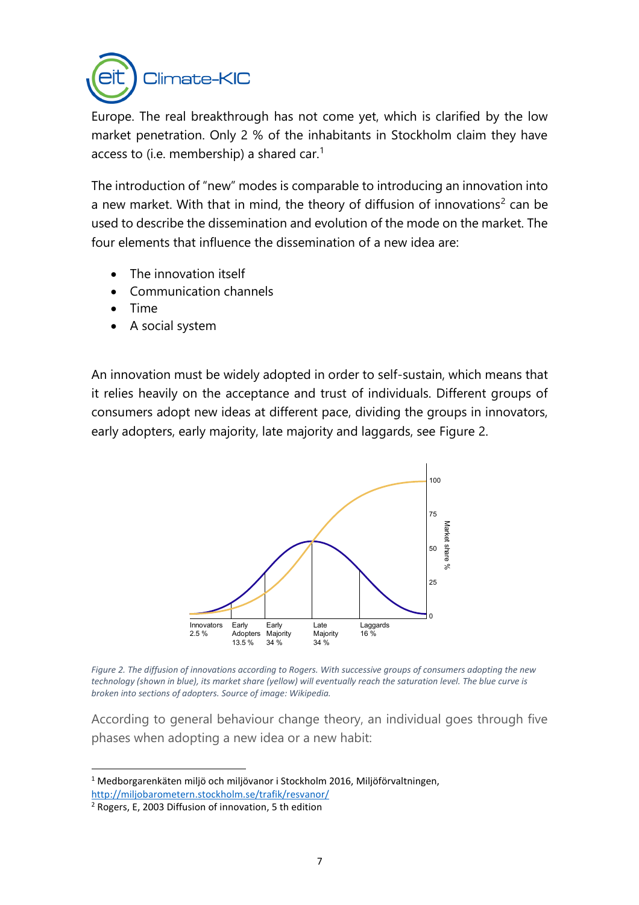Europe. The real breakthrough has not come yet, which is clarified by the low market penetration. Only 2 % of the inhabitants in Stockholm claim they have access to (i.e. membership) a shared car.[1]

The introduction of "new" modes is comparable to introducing an innovation into a new market. With that in mind, the theory of diffusion of innovations[2] can be used to describe the dissemination and evolution of the mode on the market. The four elements that influence the dissemination of a new idea are:

- The innovation itself
- Communication channels
- Time
- A social system

An innovation must be widely adopted in order to self-sustain, which means that it relies heavily on the acceptance and trust of individuals. Different groups of consumers adopt new ideas at different pace, dividing the groups in innovators, early adopters, early majority, late majority and laggards, see Figure 2.

*Figure 2. The diffusion of innovations according to Rogers. With successive groups of consumers adopting the new technology (shown in blue), its market share (yellow) will eventually reach the saturation level. The blue curve is broken into sections of adopters. Source of image: Wikipedia.*

According to general behaviour change theory, an individual goes through five phases when adopting a new idea or a new habit:

---

[1] Medborgarenkäten miljö och miljövanor i Stockholm 2016, Miljöförvaltningen, http://miljobarometern.stockholm.se/trafik/resvanor/

[2] Rogers, E, 2003 Diffusion of innovation, 5 th edition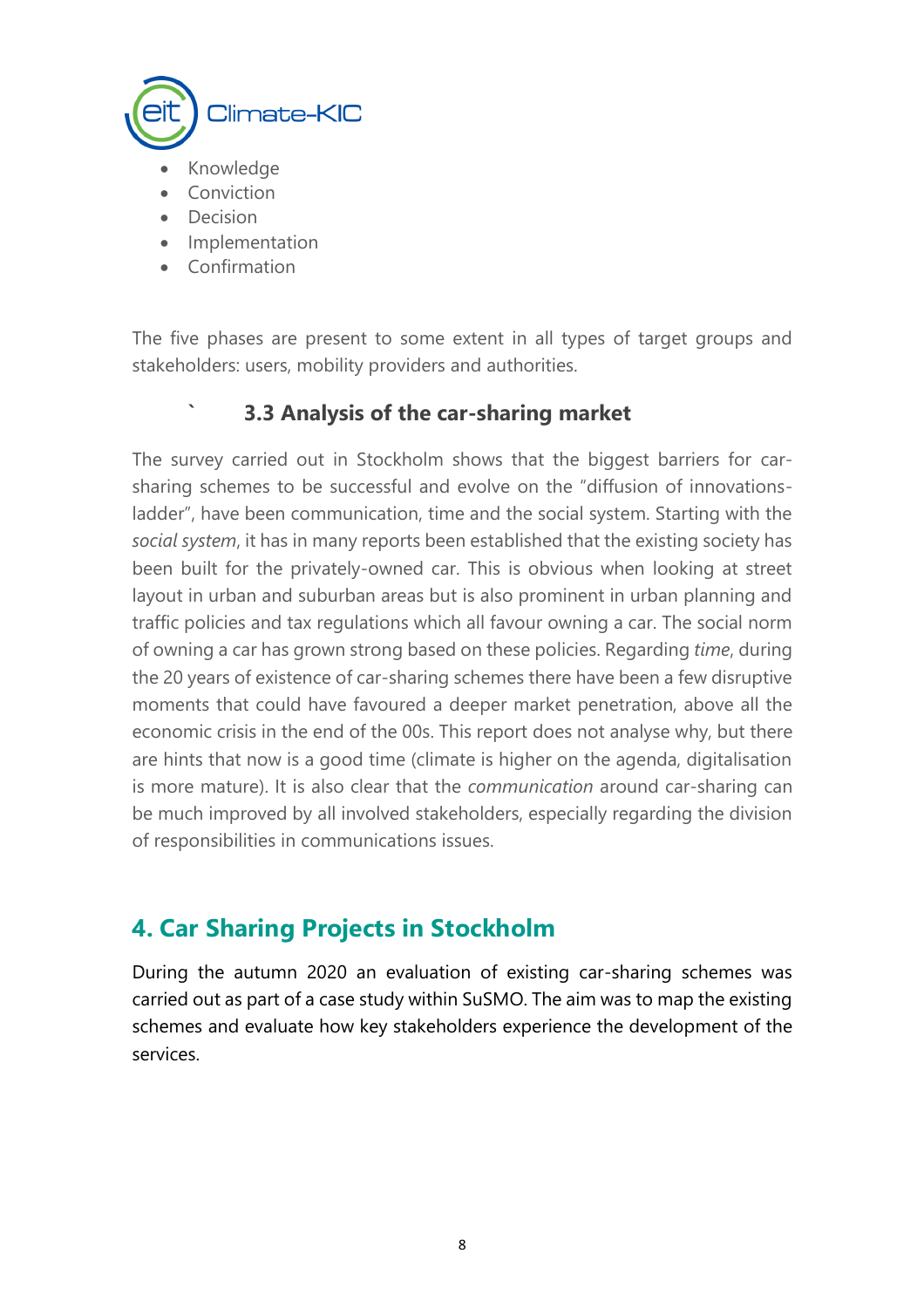- Knowledge
- Conviction
- Decision
- Implementation
- Confirmation

The five phases are present to some extent in all types of target groups and stakeholders: users, mobility providers and authorities.

### 3.3 Analysis of the car-sharing market

The survey carried out in Stockholm shows that the biggest barriers for car-sharing schemes to be successful and evolve on the "diffusion of innovations-ladder", have been communication, time and the social system. Starting with the *social system*, it has in many reports been established that the existing society has been built for the privately-owned car. This is obvious when looking at street layout in urban and suburban areas but is also prominent in urban planning and traffic policies and tax regulations which all favour owning a car. The social norm of owning a car has grown strong based on these policies. Regarding *time*, during the 20 years of existence of car-sharing schemes there have been a few disruptive moments that could have favoured a deeper market penetration, above all the economic crisis in the end of the 00s. This report does not analyse why, but there are hints that now is a good time (climate is higher on the agenda, digitalisation is more mature). It is also clear that the *communication* around car-sharing can be much improved by all involved stakeholders, especially regarding the division of responsibilities in communications issues.

## 4. Car Sharing Projects in Stockholm

During the autumn 2020 an evaluation of existing car-sharing schemes was carried out as part of a case study within SuSMO. The aim was to map the existing schemes and evaluate how key stakeholders experience the development of the services.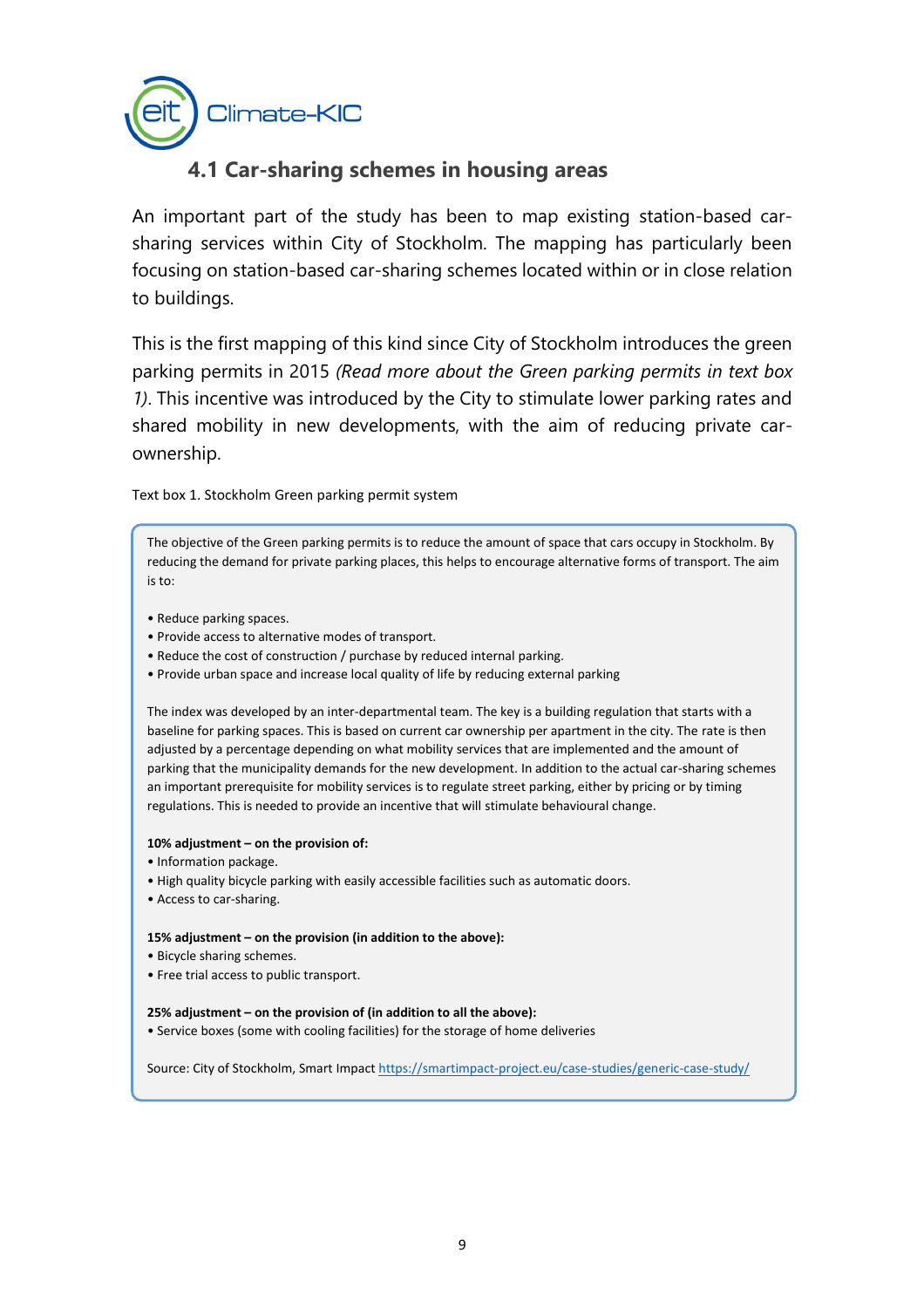## 4.1 Car-sharing schemes in housing areas

An important part of the study has been to map existing station-based car-sharing services within City of Stockholm. The mapping has particularly been focusing on station-based car-sharing schemes located within or in close relation to buildings.

This is the first mapping of this kind since City of Stockholm introduces the green parking permits in 2015 *(Read more about the Green parking permits in text box 1)*. This incentive was introduced by the City to stimulate lower parking rates and shared mobility in new developments, with the aim of reducing private car-ownership.

Text box 1. Stockholm Green parking permit system

> The objective of the Green parking permits is to reduce the amount of space that cars occupy in Stockholm. By reducing the demand for private parking places, this helps to encourage alternative forms of transport. The aim is to:
>
> • Reduce parking spaces.
> • Provide access to alternative modes of transport.
> • Reduce the cost of construction / purchase by reduced internal parking.
> • Provide urban space and increase local quality of life by reducing external parking
>
> The index was developed by an inter-departmental team. The key is a building regulation that starts with a baseline for parking spaces. This is based on current car ownership per apartment in the city. The rate is then adjusted by a percentage depending on what mobility services that are implemented and the amount of parking that the municipality demands for the new development. In addition to the actual car-sharing schemes an important prerequisite for mobility services is to regulate street parking, either by pricing or by timing regulations. This is needed to provide an incentive that will stimulate behavioural change.
>
> **10% adjustment – on the provision of:**
> • Information package.
> • High quality bicycle parking with easily accessible facilities such as automatic doors.
> • Access to car-sharing.
>
> **15% adjustment – on the provision (in addition to the above):**
> • Bicycle sharing schemes.
> • Free trial access to public transport.
>
> **25% adjustment – on the provision of (in addition to all the above):**
> • Service boxes (some with cooling facilities) for the storage of home deliveries
>
> Source: City of Stockholm, Smart Impact https://smartimpact-project.eu/case-studies/generic-case-study/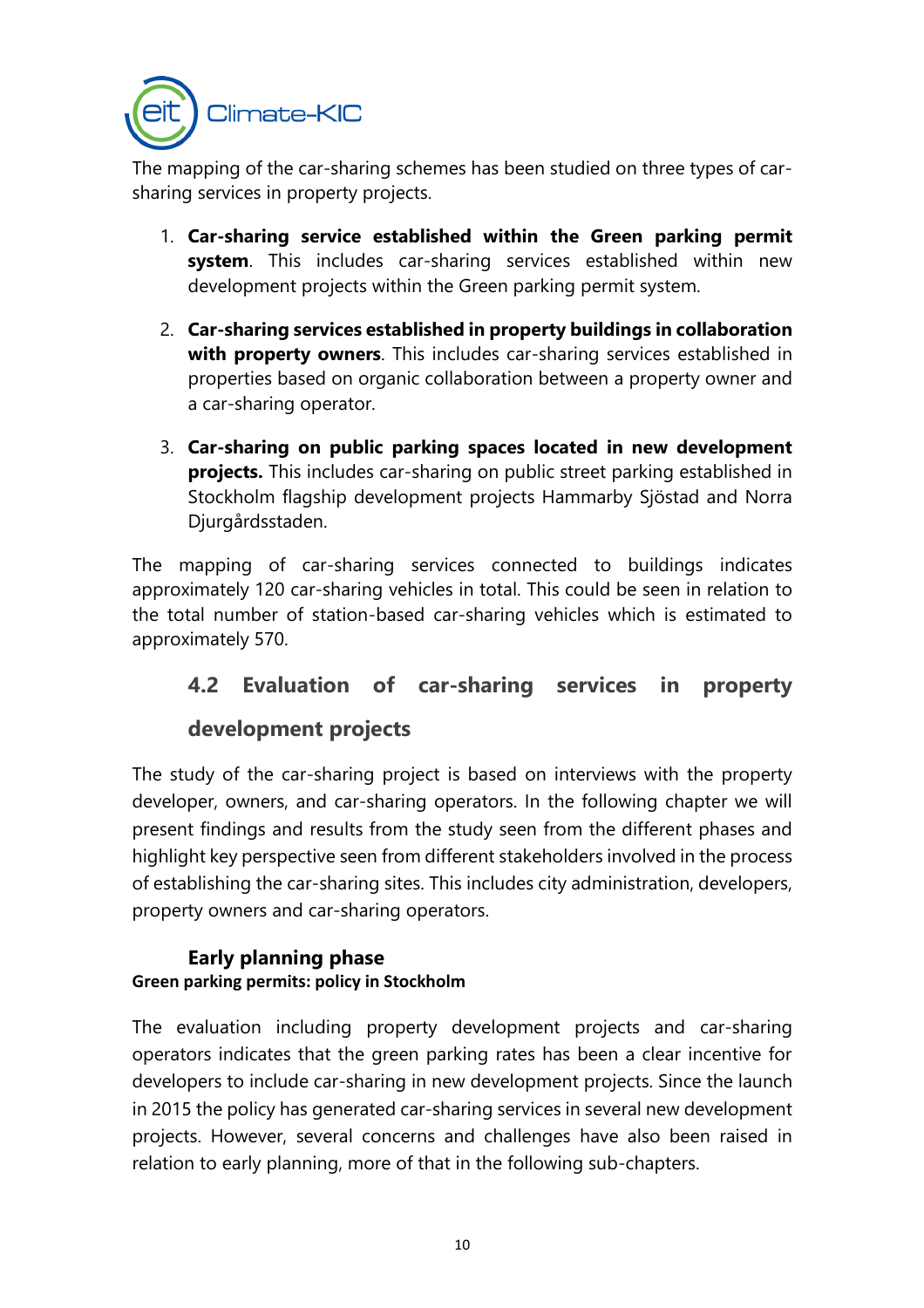The mapping of the car-sharing schemes has been studied on three types of car-sharing services in property projects.

1. **Car-sharing service established within the Green parking permit system**. This includes car-sharing services established within new development projects within the Green parking permit system.
2. **Car-sharing services established in property buildings in collaboration with property owners**. This includes car-sharing services established in properties based on organic collaboration between a property owner and a car-sharing operator.
3. **Car-sharing on public parking spaces located in new development projects.** This includes car-sharing on public street parking established in Stockholm flagship development projects Hammarby Sjöstad and Norra Djurgårdsstaden.

The mapping of car-sharing services connected to buildings indicates approximately 120 car-sharing vehicles in total. This could be seen in relation to the total number of station-based car-sharing vehicles which is estimated to approximately 570.

## 4.2 Evaluation of car-sharing services in property development projects

The study of the car-sharing project is based on interviews with the property developer, owners, and car-sharing operators. In the following chapter we will present findings and results from the study seen from the different phases and highlight key perspective seen from different stakeholders involved in the process of establishing the car-sharing sites. This includes city administration, developers, property owners and car-sharing operators.

### Early planning phase

#### Green parking permits: policy in Stockholm

The evaluation including property development projects and car-sharing operators indicates that the green parking rates has been a clear incentive for developers to include car-sharing in new development projects. Since the launch in 2015 the policy has generated car-sharing services in several new development projects. However, several concerns and challenges have also been raised in relation to early planning, more of that in the following sub-chapters.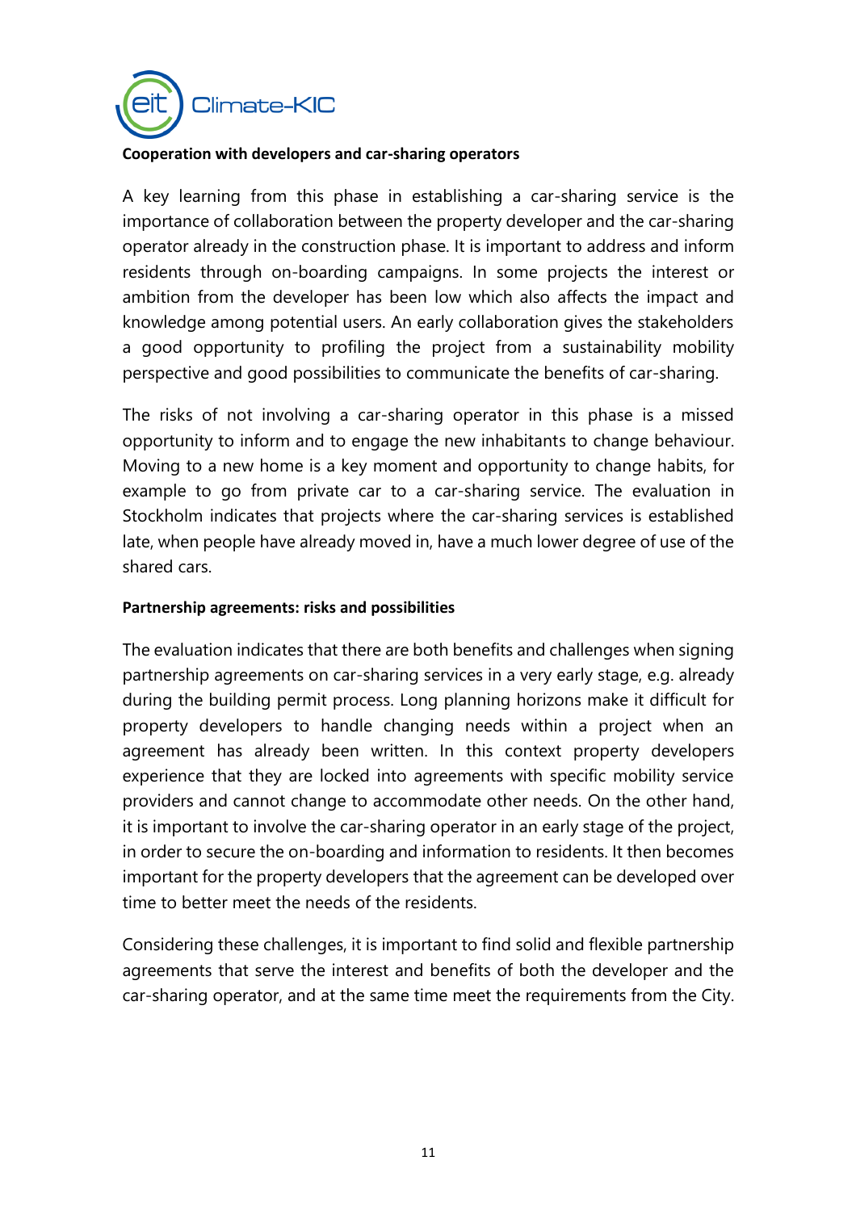**Cooperation with developers and car-sharing operators**

A key learning from this phase in establishing a car-sharing service is the importance of collaboration between the property developer and the car-sharing operator already in the construction phase. It is important to address and inform residents through on-boarding campaigns. In some projects the interest or ambition from the developer has been low which also affects the impact and knowledge among potential users. An early collaboration gives the stakeholders a good opportunity to profiling the project from a sustainability mobility perspective and good possibilities to communicate the benefits of car-sharing.

The risks of not involving a car-sharing operator in this phase is a missed opportunity to inform and to engage the new inhabitants to change behaviour. Moving to a new home is a key moment and opportunity to change habits, for example to go from private car to a car-sharing service. The evaluation in Stockholm indicates that projects where the car-sharing services is established late, when people have already moved in, have a much lower degree of use of the shared cars.

**Partnership agreements: risks and possibilities**

The evaluation indicates that there are both benefits and challenges when signing partnership agreements on car-sharing services in a very early stage, e.g. already during the building permit process. Long planning horizons make it difficult for property developers to handle changing needs within a project when an agreement has already been written. In this context property developers experience that they are locked into agreements with specific mobility service providers and cannot change to accommodate other needs. On the other hand, it is important to involve the car-sharing operator in an early stage of the project, in order to secure the on-boarding and information to residents. It then becomes important for the property developers that the agreement can be developed over time to better meet the needs of the residents.

Considering these challenges, it is important to find solid and flexible partnership agreements that serve the interest and benefits of both the developer and the car-sharing operator, and at the same time meet the requirements from the City.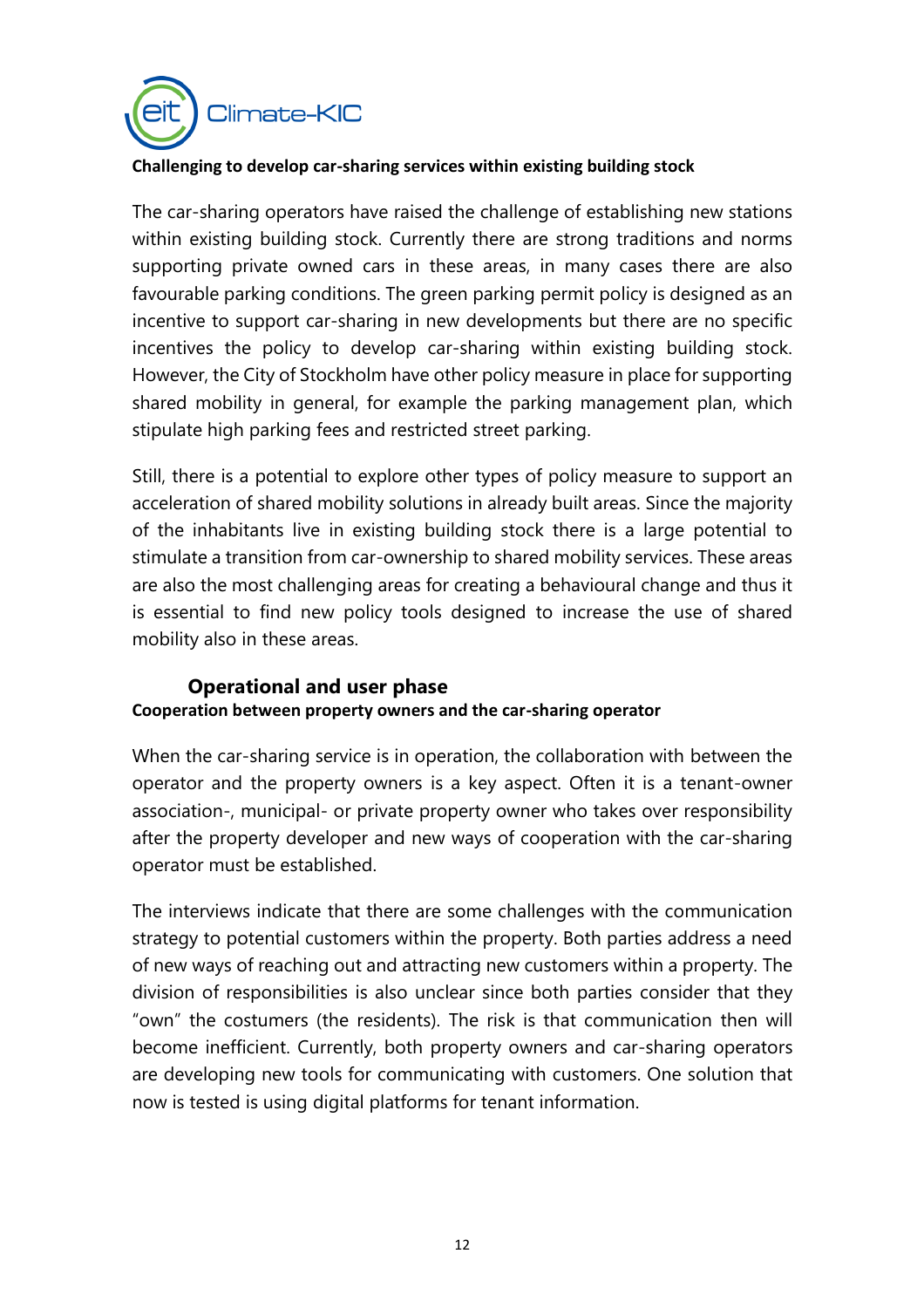**Challenging to develop car-sharing services within existing building stock**

The car-sharing operators have raised the challenge of establishing new stations within existing building stock. Currently there are strong traditions and norms supporting private owned cars in these areas, in many cases there are also favourable parking conditions. The green parking permit policy is designed as an incentive to support car-sharing in new developments but there are no specific incentives the policy to develop car-sharing within existing building stock. However, the City of Stockholm have other policy measure in place for supporting shared mobility in general, for example the parking management plan, which stipulate high parking fees and restricted street parking.

Still, there is a potential to explore other types of policy measure to support an acceleration of shared mobility solutions in already built areas. Since the majority of the inhabitants live in existing building stock there is a large potential to stimulate a transition from car-ownership to shared mobility services. These areas are also the most challenging areas for creating a behavioural change and thus it is essential to find new policy tools designed to increase the use of shared mobility also in these areas.

### Operational and user phase

**Cooperation between property owners and the car-sharing operator**

When the car-sharing service is in operation, the collaboration with between the operator and the property owners is a key aspect. Often it is a tenant-owner association-, municipal- or private property owner who takes over responsibility after the property developer and new ways of cooperation with the car-sharing operator must be established.

The interviews indicate that there are some challenges with the communication strategy to potential customers within the property. Both parties address a need of new ways of reaching out and attracting new customers within a property. The division of responsibilities is also unclear since both parties consider that they "own" the costumers (the residents). The risk is that communication then will become inefficient. Currently, both property owners and car-sharing operators are developing new tools for communicating with customers. One solution that now is tested is using digital platforms for tenant information.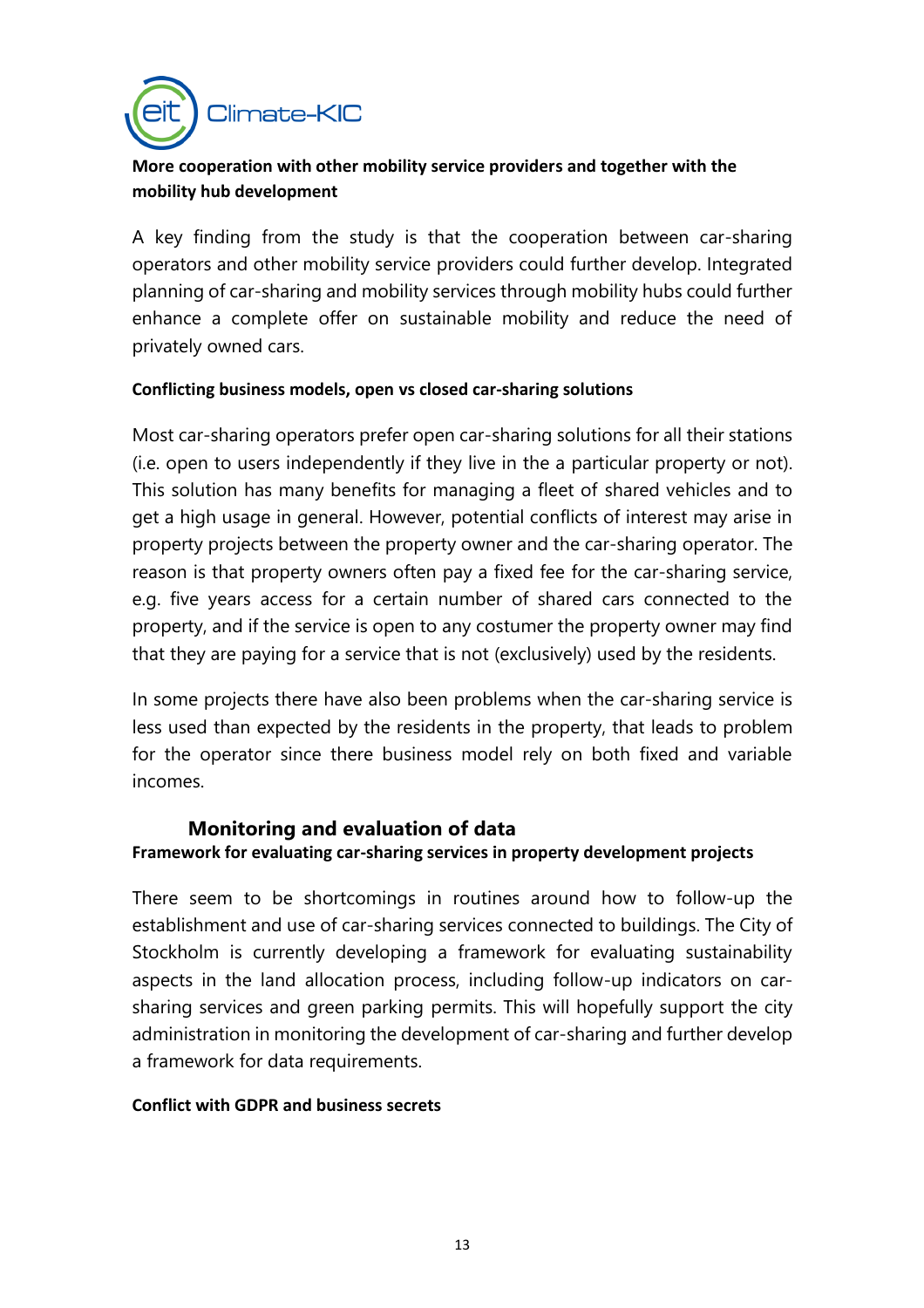**More cooperation with other mobility service providers and together with the mobility hub development**

A key finding from the study is that the cooperation between car-sharing operators and other mobility service providers could further develop. Integrated planning of car-sharing and mobility services through mobility hubs could further enhance a complete offer on sustainable mobility and reduce the need of privately owned cars.

**Conflicting business models, open vs closed car-sharing solutions**

Most car-sharing operators prefer open car-sharing solutions for all their stations (i.e. open to users independently if they live in the a particular property or not). This solution has many benefits for managing a fleet of shared vehicles and to get a high usage in general. However, potential conflicts of interest may arise in property projects between the property owner and the car-sharing operator. The reason is that property owners often pay a fixed fee for the car-sharing service, e.g. five years access for a certain number of shared cars connected to the property, and if the service is open to any costumer the property owner may find that they are paying for a service that is not (exclusively) used by the residents.

In some projects there have also been problems when the car-sharing service is less used than expected by the residents in the property, that leads to problem for the operator since there business model rely on both fixed and variable incomes.

## Monitoring and evaluation of data

**Framework for evaluating car-sharing services in property development projects**

There seem to be shortcomings in routines around how to follow-up the establishment and use of car-sharing services connected to buildings. The City of Stockholm is currently developing a framework for evaluating sustainability aspects in the land allocation process, including follow-up indicators on car-sharing services and green parking permits. This will hopefully support the city administration in monitoring the development of car-sharing and further develop a framework for data requirements.

**Conflict with GDPR and business secrets**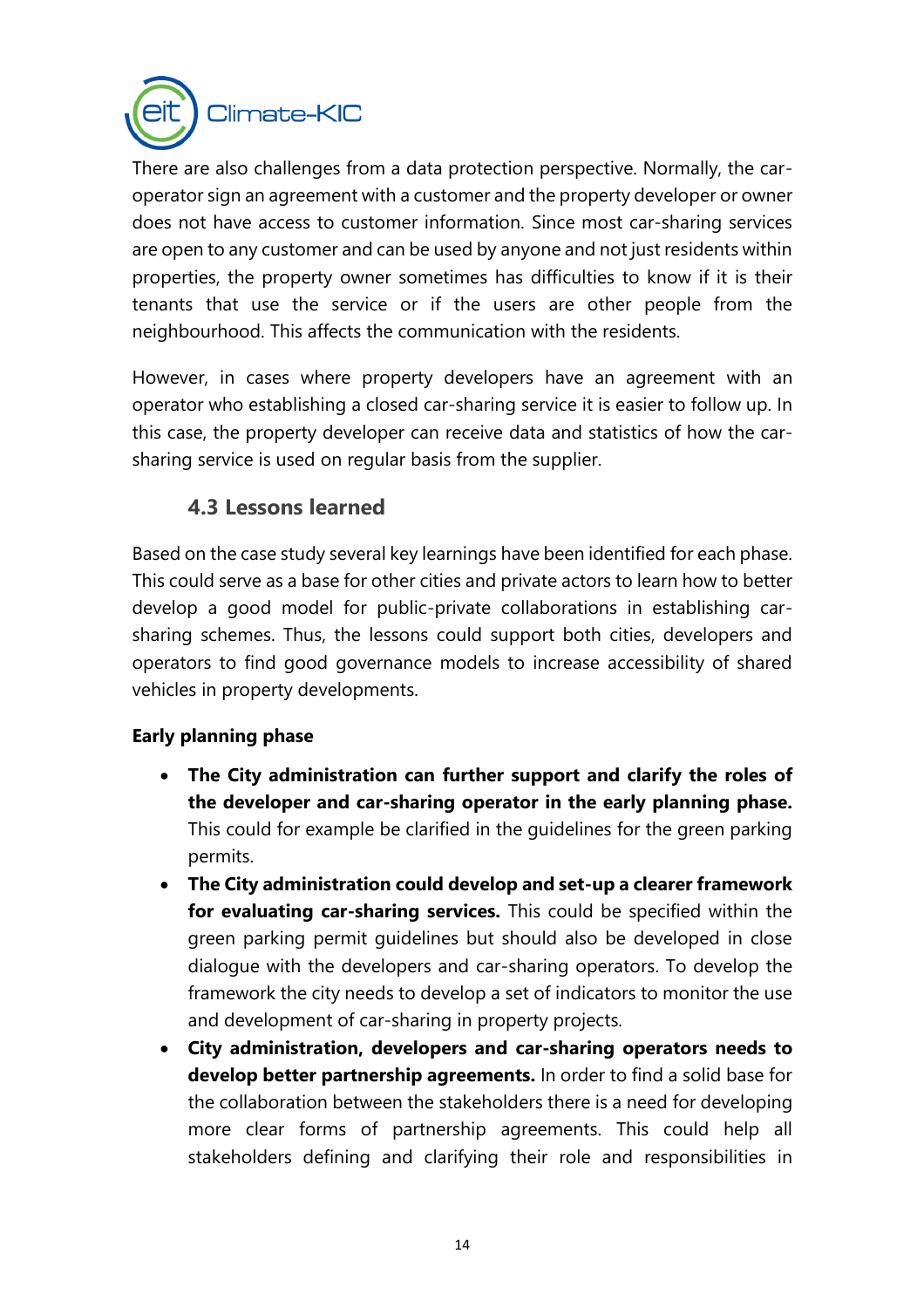There are also challenges from a data protection perspective. Normally, the car-operator sign an agreement with a customer and the property developer or owner does not have access to customer information. Since most car-sharing services are open to any customer and can be used by anyone and not just residents within properties, the property owner sometimes has difficulties to know if it is their tenants that use the service or if the users are other people from the neighbourhood. This affects the communication with the residents.

However, in cases where property developers have an agreement with an operator who establishing a closed car-sharing service it is easier to follow up. In this case, the property developer can receive data and statistics of how the car-sharing service is used on regular basis from the supplier.

### 4.3 Lessons learned

Based on the case study several key learnings have been identified for each phase. This could serve as a base for other cities and private actors to learn how to better develop a good model for public-private collaborations in establishing car-sharing schemes. Thus, the lessons could support both cities, developers and operators to find good governance models to increase accessibility of shared vehicles in property developments.

**Early planning phase**

- **The City administration can further support and clarify the roles of the developer and car-sharing operator in the early planning phase.** This could for example be clarified in the guidelines for the green parking permits.
- **The City administration could develop and set-up a clearer framework for evaluating car-sharing services.** This could be specified within the green parking permit guidelines but should also be developed in close dialogue with the developers and car-sharing operators. To develop the framework the city needs to develop a set of indicators to monitor the use and development of car-sharing in property projects.
- **City administration, developers and car-sharing operators needs to develop better partnership agreements.** In order to find a solid base for the collaboration between the stakeholders there is a need for developing more clear forms of partnership agreements. This could help all stakeholders defining and clarifying their role and responsibilities in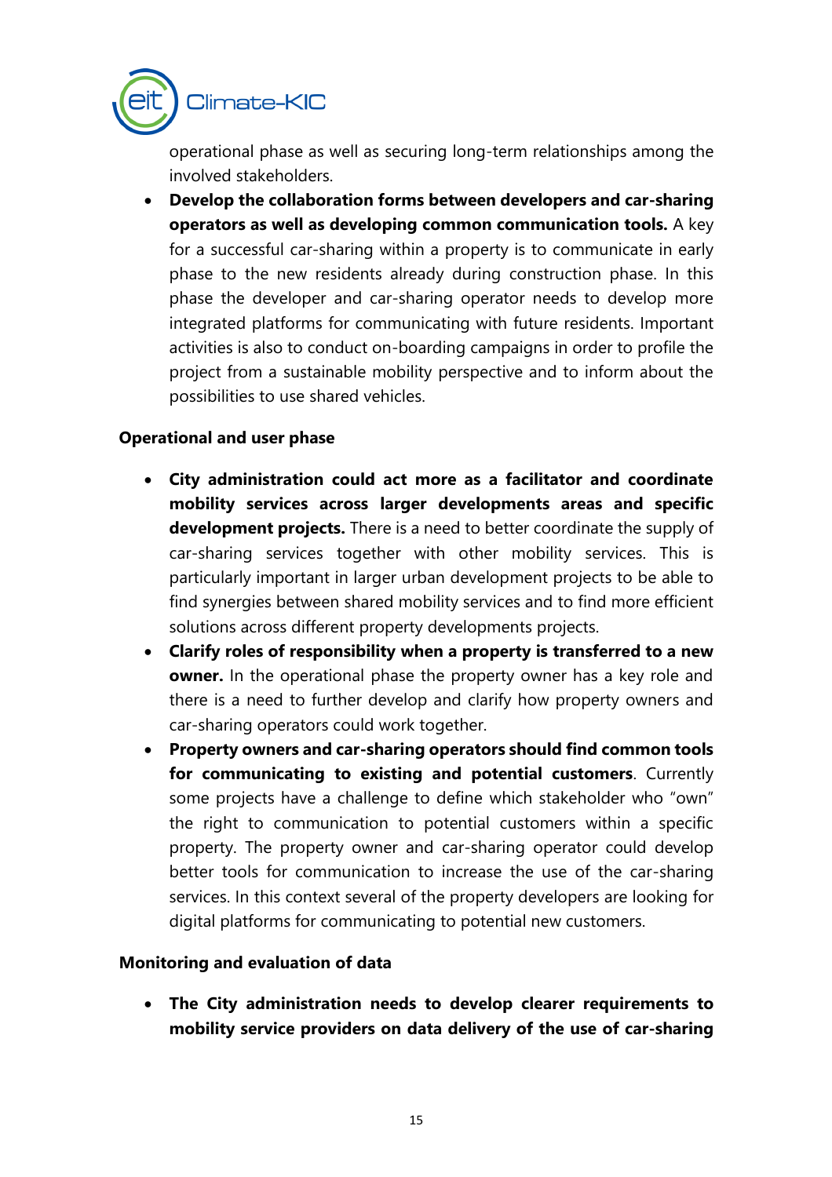operational phase as well as securing long-term relationships among the involved stakeholders.

- **Develop the collaboration forms between developers and car-sharing operators as well as developing common communication tools.** A key for a successful car-sharing within a property is to communicate in early phase to the new residents already during construction phase. In this phase the developer and car-sharing operator needs to develop more integrated platforms for communicating with future residents. Important activities is also to conduct on-boarding campaigns in order to profile the project from a sustainable mobility perspective and to inform about the possibilities to use shared vehicles.

**Operational and user phase**

- **City administration could act more as a facilitator and coordinate mobility services across larger developments areas and specific development projects.** There is a need to better coordinate the supply of car-sharing services together with other mobility services. This is particularly important in larger urban development projects to be able to find synergies between shared mobility services and to find more efficient solutions across different property developments projects.
- **Clarify roles of responsibility when a property is transferred to a new owner.** In the operational phase the property owner has a key role and there is a need to further develop and clarify how property owners and car-sharing operators could work together.
- **Property owners and car-sharing operators should find common tools for communicating to existing and potential customers**. Currently some projects have a challenge to define which stakeholder who "own" the right to communication to potential customers within a specific property. The property owner and car-sharing operator could develop better tools for communication to increase the use of the car-sharing services. In this context several of the property developers are looking for digital platforms for communicating to potential new customers.

**Monitoring and evaluation of data**

- **The City administration needs to develop clearer requirements to mobility service providers on data delivery of the use of car-sharing**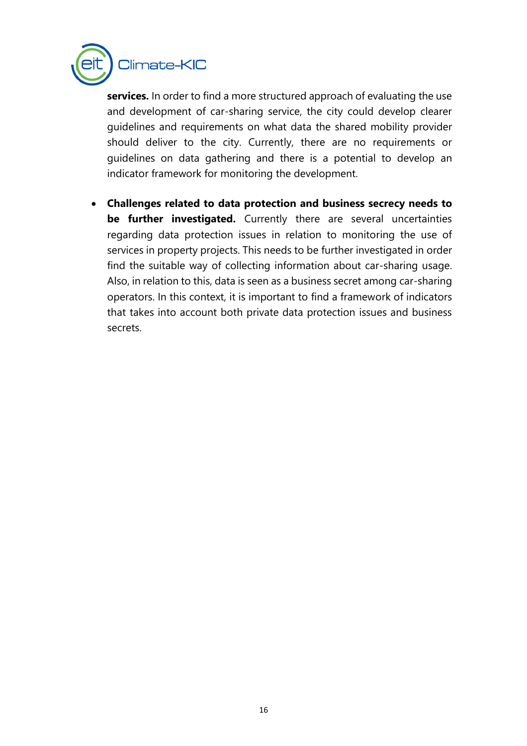**services.** In order to find a more structured approach of evaluating the use and development of car-sharing service, the city could develop clearer guidelines and requirements on what data the shared mobility provider should deliver to the city. Currently, there are no requirements or guidelines on data gathering and there is a potential to develop an indicator framework for monitoring the development.

- **Challenges related to data protection and business secrecy needs to be further investigated.** Currently there are several uncertainties regarding data protection issues in relation to monitoring the use of services in property projects. This needs to be further investigated in order find the suitable way of collecting information about car-sharing usage. Also, in relation to this, data is seen as a business secret among car-sharing operators. In this context, it is important to find a framework of indicators that takes into account both private data protection issues and business secrets.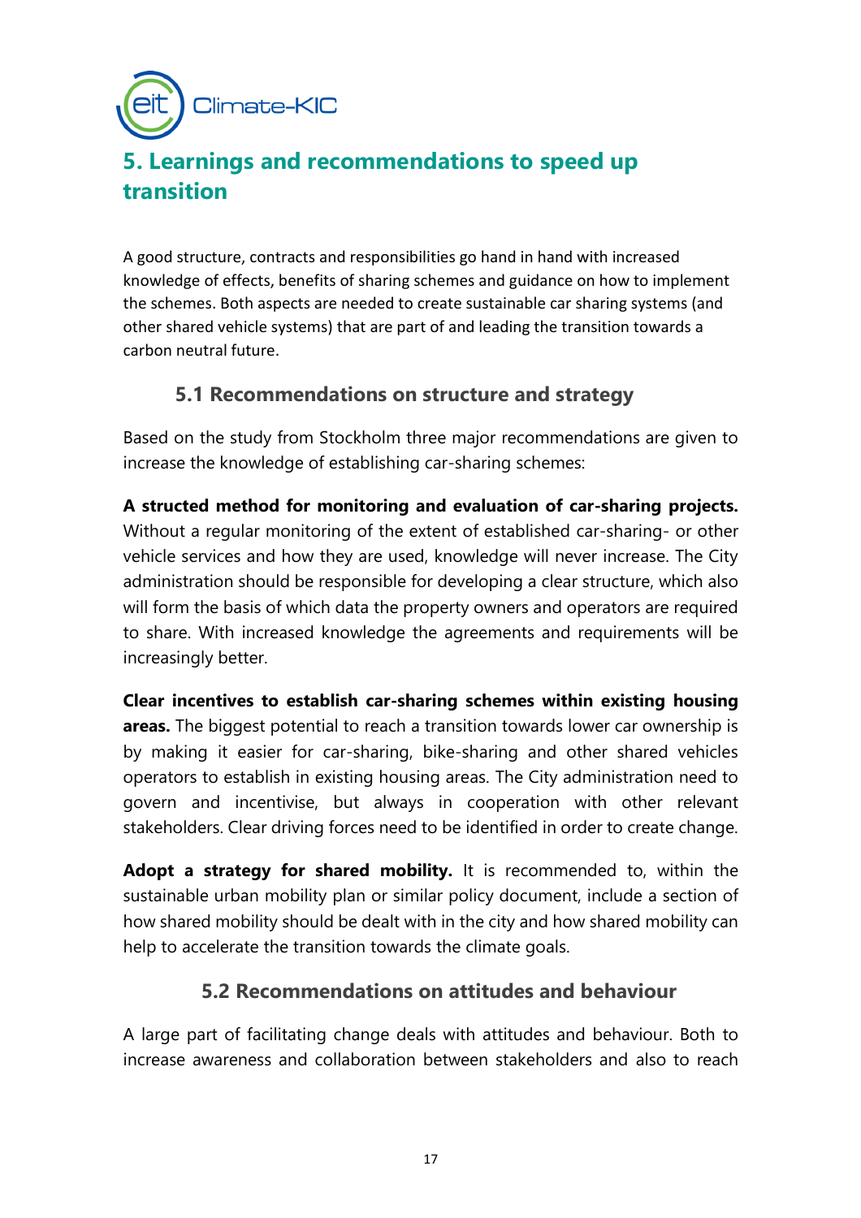## 5. Learnings and recommendations to speed up transition

A good structure, contracts and responsibilities go hand in hand with increased knowledge of effects, benefits of sharing schemes and guidance on how to implement the schemes. Both aspects are needed to create sustainable car sharing systems (and other shared vehicle systems) that are part of and leading the transition towards a carbon neutral future.

### 5.1 Recommendations on structure and strategy

Based on the study from Stockholm three major recommendations are given to increase the knowledge of establishing car-sharing schemes:

**A structed method for monitoring and evaluation of car-sharing projects.** Without a regular monitoring of the extent of established car-sharing- or other vehicle services and how they are used, knowledge will never increase. The City administration should be responsible for developing a clear structure, which also will form the basis of which data the property owners and operators are required to share. With increased knowledge the agreements and requirements will be increasingly better.

**Clear incentives to establish car-sharing schemes within existing housing areas.** The biggest potential to reach a transition towards lower car ownership is by making it easier for car-sharing, bike-sharing and other shared vehicles operators to establish in existing housing areas. The City administration need to govern and incentivise, but always in cooperation with other relevant stakeholders. Clear driving forces need to be identified in order to create change.

**Adopt a strategy for shared mobility.** It is recommended to, within the sustainable urban mobility plan or similar policy document, include a section of how shared mobility should be dealt with in the city and how shared mobility can help to accelerate the transition towards the climate goals.

### 5.2 Recommendations on attitudes and behaviour

A large part of facilitating change deals with attitudes and behaviour. Both to increase awareness and collaboration between stakeholders and also to reach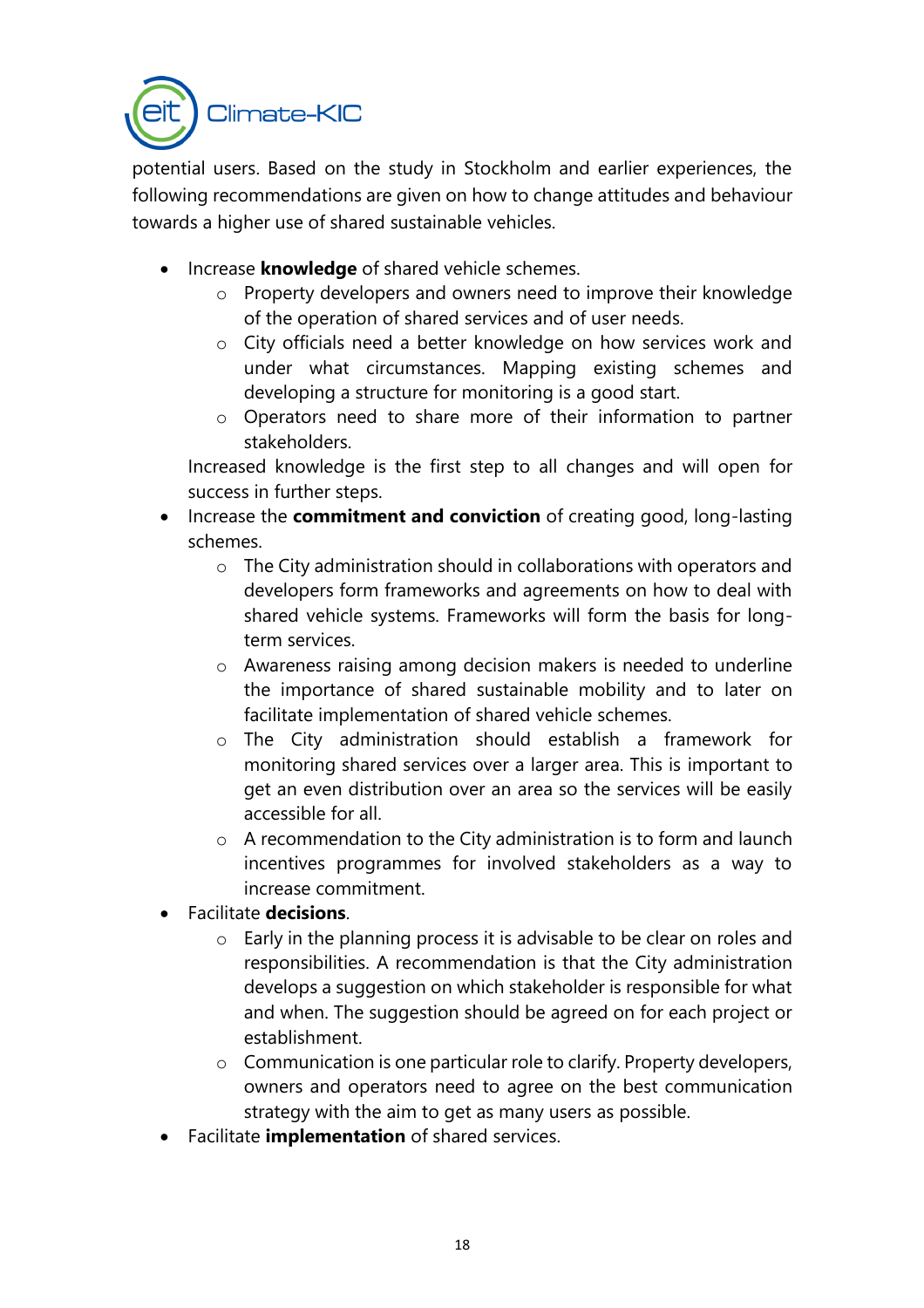potential users. Based on the study in Stockholm and earlier experiences, the following recommendations are given on how to change attitudes and behaviour towards a higher use of shared sustainable vehicles.

- Increase **knowledge** of shared vehicle schemes.
  - Property developers and owners need to improve their knowledge of the operation of shared services and of user needs.
  - City officials need a better knowledge on how services work and under what circumstances. Mapping existing schemes and developing a structure for monitoring is a good start.
  - Operators need to share more of their information to partner stakeholders.

  Increased knowledge is the first step to all changes and will open for success in further steps.
- Increase the **commitment and conviction** of creating good, long-lasting schemes.
  - The City administration should in collaborations with operators and developers form frameworks and agreements on how to deal with shared vehicle systems. Frameworks will form the basis for long-term services.
  - Awareness raising among decision makers is needed to underline the importance of shared sustainable mobility and to later on facilitate implementation of shared vehicle schemes.
  - The City administration should establish a framework for monitoring shared services over a larger area. This is important to get an even distribution over an area so the services will be easily accessible for all.
  - A recommendation to the City administration is to form and launch incentives programmes for involved stakeholders as a way to increase commitment.
- Facilitate **decisions**.
  - Early in the planning process it is advisable to be clear on roles and responsibilities. A recommendation is that the City administration develops a suggestion on which stakeholder is responsible for what and when. The suggestion should be agreed on for each project or establishment.
  - Communication is one particular role to clarify. Property developers, owners and operators need to agree on the best communication strategy with the aim to get as many users as possible.
- Facilitate **implementation** of shared services.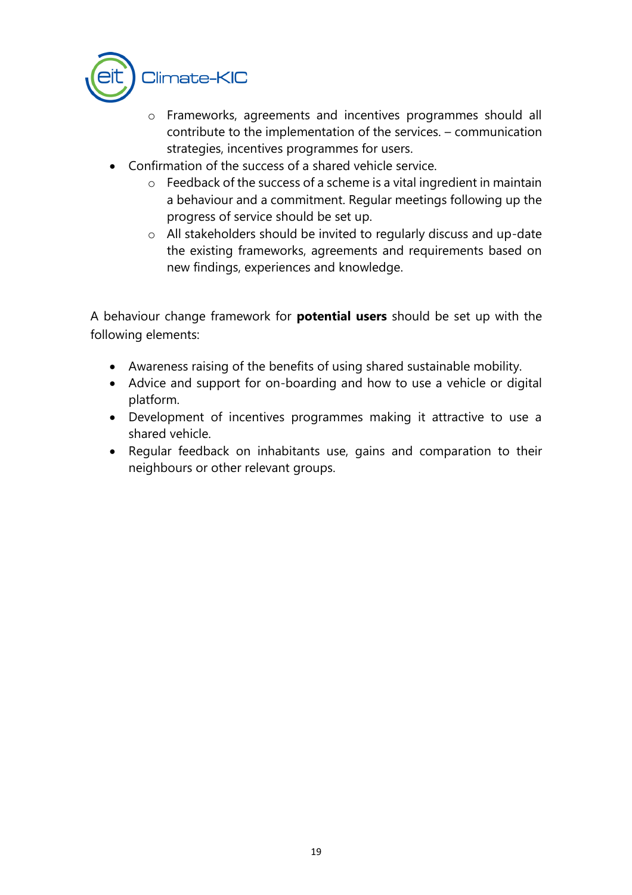- Frameworks, agreements and incentives programmes should all contribute to the implementation of the services. – communication strategies, incentives programmes for users.
- Confirmation of the success of a shared vehicle service.
    - Feedback of the success of a scheme is a vital ingredient in maintain a behaviour and a commitment. Regular meetings following up the progress of service should be set up.
    - All stakeholders should be invited to regularly discuss and up-date the existing frameworks, agreements and requirements based on new findings, experiences and knowledge.

A behaviour change framework for **potential users** should be set up with the following elements:

- Awareness raising of the benefits of using shared sustainable mobility.
- Advice and support for on-boarding and how to use a vehicle or digital platform.
- Development of incentives programmes making it attractive to use a shared vehicle.
- Regular feedback on inhabitants use, gains and comparation to their neighbours or other relevant groups.